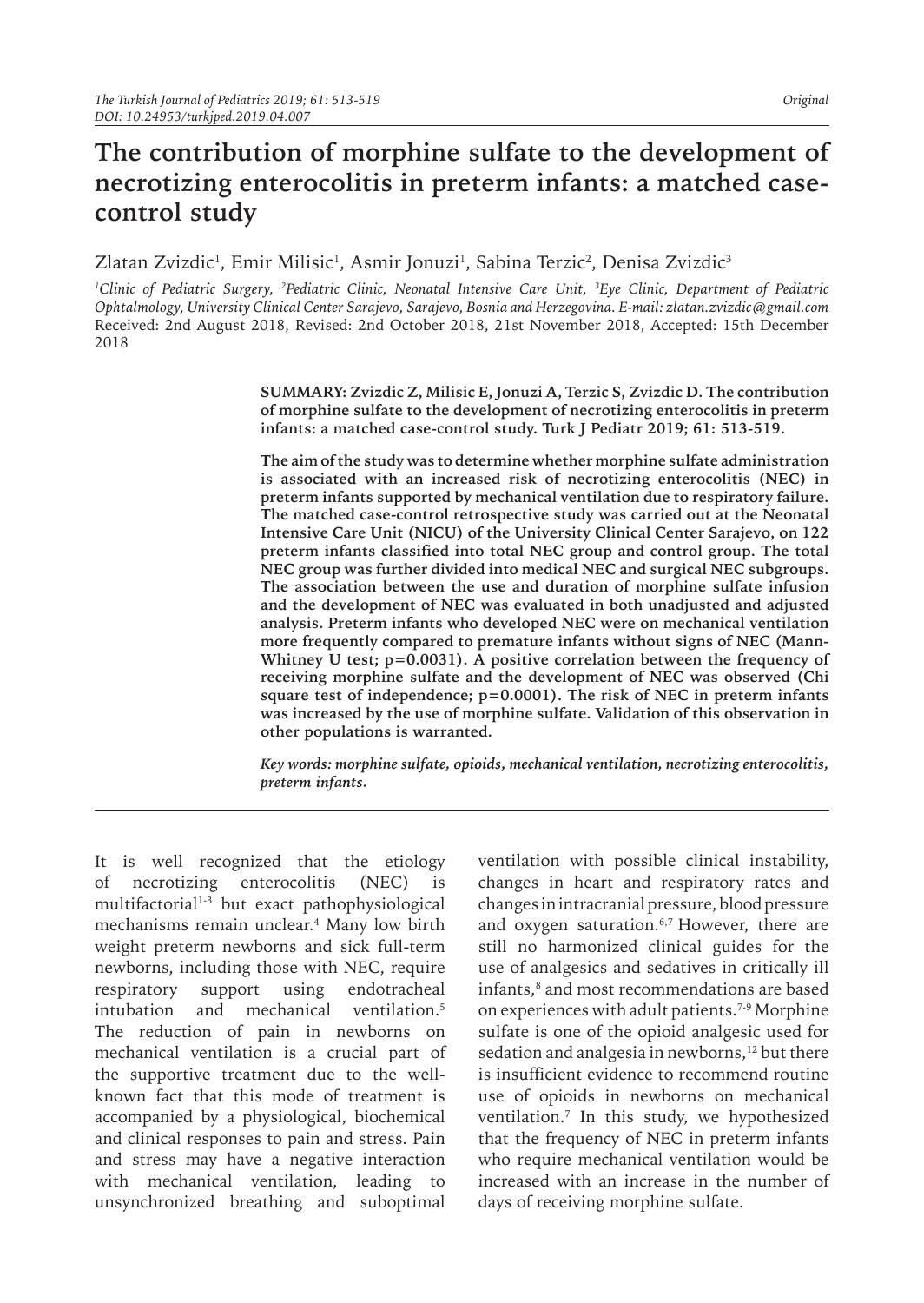*Original*

# The contribution of morphine sulfate to the development of necrotizing enterocolitis in preterm infants: a matched case-control study

Zlatan Zvizdic[1], Emir Milisic[1], Asmir Jonuzi[1], Sabina Terzic[2], Denisa Zvizdic[3]

*[1]Clinic of Pediatric Surgery, [2]Pediatric Clinic, Neonatal Intensive Care Unit, [3]Eye Clinic, Department of Pediatric Ophtalmology, University Clinical Center Sarajevo, Sarajevo, Bosnia and Herzegovina. E-mail: zlatan.zvizdic@gmail.com*
Received: 2nd August 2018, Revised: 2nd October 2018, 21st November 2018, Accepted: 15th December 2018

**SUMMARY: Zvizdic Z, Milisic E, Jonuzi A, Terzic S, Zvizdic D. The contribution of morphine sulfate to the development of necrotizing enterocolitis in preterm infants: a matched case-control study. Turk J Pediatr 2019; 61: 513-519.**

**The aim of the study was to determine whether morphine sulfate administration is associated with an increased risk of necrotizing enterocolitis (NEC) in preterm infants supported by mechanical ventilation due to respiratory failure. The matched case-control retrospective study was carried out at the Neonatal Intensive Care Unit (NICU) of the University Clinical Center Sarajevo, on 122 preterm infants classified into total NEC group and control group. The total NEC group was further divided into medical NEC and surgical NEC subgroups. The association between the use and duration of morphine sulfate infusion and the development of NEC was evaluated in both unadjusted and adjusted analysis. Preterm infants who developed NEC were on mechanical ventilation more frequently compared to premature infants without signs of NEC (Mann-Whitney U test; p=0.0031). A positive correlation between the frequency of receiving morphine sulfate and the development of NEC was observed (Chi square test of independence; p=0.0001). The risk of NEC in preterm infants was increased by the use of morphine sulfate. Validation of this observation in other populations is warranted.**

***Key words:** morphine sulfate, opioids, mechanical ventilation, necrotizing enterocolitis, preterm infants.*

It is well recognized that the etiology of necrotizing enterocolitis (NEC) is multifactorial[1-3] but exact pathophysiological mechanisms remain unclear.[4] Many low birth weight preterm newborns and sick full-term newborns, including those with NEC, require respiratory support using endotracheal intubation and mechanical ventilation.[5] The reduction of pain in newborns on mechanical ventilation is a crucial part of the supportive treatment due to the well-known fact that this mode of treatment is accompanied by a physiological, biochemical and clinical responses to pain and stress. Pain and stress may have a negative interaction with mechanical ventilation, leading to unsynchronized breathing and suboptimal ventilation with possible clinical instability, changes in heart and respiratory rates and changes in intracranial pressure, blood pressure and oxygen saturation.[6,7] However, there are still no harmonized clinical guides for the use of analgesics and sedatives in critically ill infants,[8] and most recommendations are based on experiences with adult patients.[7-9] Morphine sulfate is one of the opioid analgesic used for sedation and analgesia in newborns,[12] but there is insufficient evidence to recommend routine use of opioids in newborns on mechanical ventilation.[7] In this study, we hypothesized that the frequency of NEC in preterm infants who require mechanical ventilation would be increased with an increase in the number of days of receiving morphine sulfate.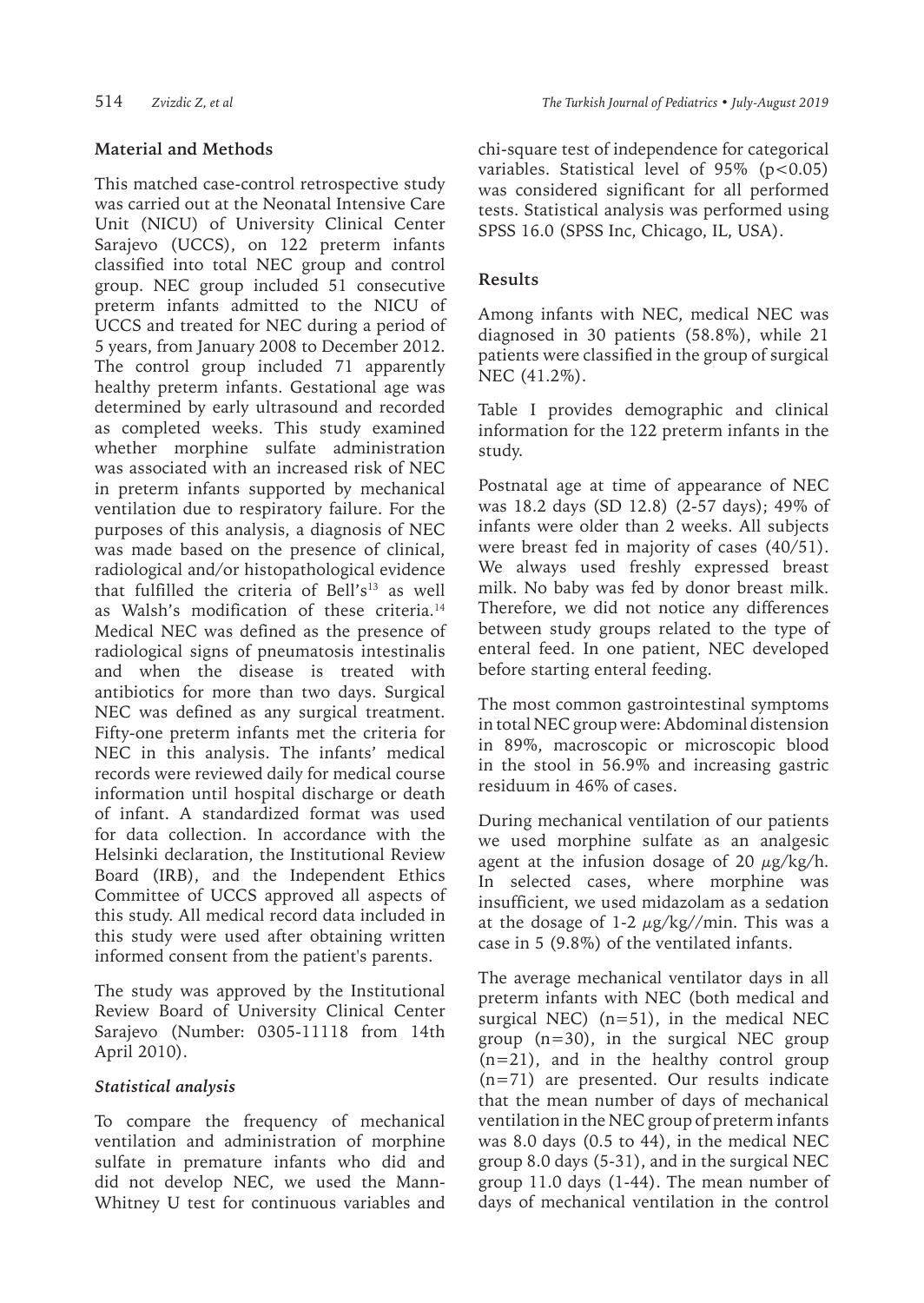## Material and Methods

This matched case-control retrospective study was carried out at the Neonatal Intensive Care Unit (NICU) of University Clinical Center Sarajevo (UCCS), on 122 preterm infants classified into total NEC group and control group. NEC group included 51 consecutive preterm infants admitted to the NICU of UCCS and treated for NEC during a period of 5 years, from January 2008 to December 2012. The control group included 71 apparently healthy preterm infants. Gestational age was determined by early ultrasound and recorded as completed weeks. This study examined whether morphine sulfate administration was associated with an increased risk of NEC in preterm infants supported by mechanical ventilation due to respiratory failure. For the purposes of this analysis, a diagnosis of NEC was made based on the presence of clinical, radiological and/or histopathological evidence that fulfilled the criteria of Bell's[13] as well as Walsh's modification of these criteria.[14] Medical NEC was defined as the presence of radiological signs of pneumatosis intestinalis and when the disease is treated with antibiotics for more than two days. Surgical NEC was defined as any surgical treatment. Fifty-one preterm infants met the criteria for NEC in this analysis. The infants' medical records were reviewed daily for medical course information until hospital discharge or death of infant. A standardized format was used for data collection. In accordance with the Helsinki declaration, the Institutional Review Board (IRB), and the Independent Ethics Committee of UCCS approved all aspects of this study. All medical record data included in this study were used after obtaining written informed consent from the patient's parents.

The study was approved by the Institutional Review Board of University Clinical Center Sarajevo (Number: 0305-11118 from 14th April 2010).

### *Statistical analysis*

To compare the frequency of mechanical ventilation and administration of morphine sulfate in premature infants who did and did not develop NEC, we used the Mann-Whitney U test for continuous variables and chi-square test of independence for categorical variables. Statistical level of 95% ($p<0.05$) was considered significant for all performed tests. Statistical analysis was performed using SPSS 16.0 (SPSS Inc, Chicago, IL, USA).

## Results

Among infants with NEC, medical NEC was diagnosed in 30 patients (58.8%), while 21 patients were classified in the group of surgical NEC (41.2%).

Table I provides demographic and clinical information for the 122 preterm infants in the study.

Postnatal age at time of appearance of NEC was 18.2 days (SD 12.8) (2-57 days); 49% of infants were older than 2 weeks. All subjects were breast fed in majority of cases (40/51). We always used freshly expressed breast milk. No baby was fed by donor breast milk. Therefore, we did not notice any differences between study groups related to the type of enteral feed. In one patient, NEC developed before starting enteral feeding.

The most common gastrointestinal symptoms in total NEC group were: Abdominal distension in 89%, macroscopic or microscopic blood in the stool in 56.9% and increasing gastric residuum in 46% of cases.

During mechanical ventilation of our patients we used morphine sulfate as an analgesic agent at the infusion dosage of 20 $\mu$g/kg/h. In selected cases, where morphine was insufficient, we used midazolam as a sedation at the dosage of 1-2 $\mu$g/kg//min. This was a case in 5 (9.8%) of the ventilated infants.

The average mechanical ventilator days in all preterm infants with NEC (both medical and surgical NEC) (n=51), in the medical NEC group (n=30), in the surgical NEC group (n=21), and in the healthy control group (n=71) are presented. Our results indicate that the mean number of days of mechanical ventilation in the NEC group of preterm infants was 8.0 days (0.5 to 44), in the medical NEC group 8.0 days (5-31), and in the surgical NEC group 11.0 days (1-44). The mean number of days of mechanical ventilation in the control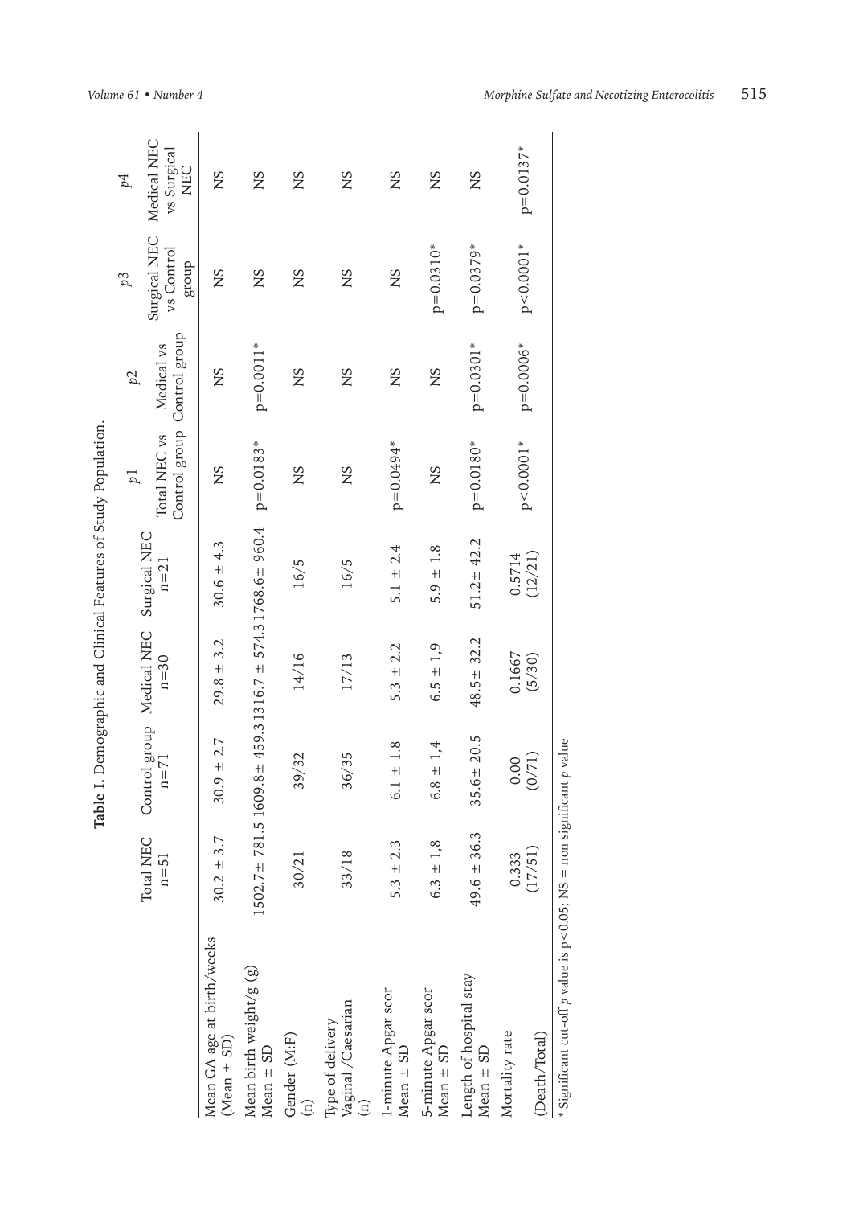**Table I.** Demographic and Clinical Features of Study Population.

| | Total NEC n=51 | Control group n=71 | Medical NEC n=30 | Surgical NEC n=21 | *p1* Total NEC vs Control group | *p2* Medical vs Control group | *p3* Surgical NEC vs Control group | *p4* Medical NEC vs Surgical NEC |
|---|---|---|---|---|---|---|---|---|
| Mean GA age at birth/weeks (Mean ± SD) | 30.2 ± 3.7 | 30.9 ± 2.7 | 29.8 ± 3.2 | 30.6 ± 4.3 | NS | NS | NS | NS |
| Mean birth weight/g (g) Mean ± SD | 1502.7± 781.5 | 1609.8± 459.3 | 1316.7 ± 574.3 | 1768.6± 960.4 | p=0.0183* | p=0.0011* | NS | NS |
| Gender (M:F) (n) | 30/21 | 39/32 | 14/16 | 16/5 | NS | NS | NS | NS |
| Type of delivery Vaginal /Caesarian (n) | 33/18 | 36/35 | 17/13 | 16/5 | NS | NS | NS | NS |
| 1-minute Apgar scor Mean ± SD | 5.3 ± 2.3 | 6.1 ± 1.8 | 5.3 ± 2.2 | 5.1 ± 2.4 | p=0.0494* | NS | NS | NS |
| 5-minute Apgar scor Mean ± SD | 6.3 ± 1,8 | 6.8 ± 1,4 | 6.5 ± 1,9 | 5.9 ± 1.8 | NS | NS | p=0.0310* | NS |
| Length of hospital stay Mean ± SD | 49.6 ± 36.3 | 35.6± 20.5 | 48.5± 32.2 | 51.2± 42.2 | p=0.0180* | p=0.0301* | p=0.0379* | NS |
| Mortality rate (Death/Total) | 0.333 (17/51) | 0.00 (0/71) | 0.1667 (5/30) | 0.5714 (12/21) | p<0.0001* | p=0.0006* | p<0.0001* | p=0.0137* |

\* Significant cut-off *p* value is p<0.05; NS = non significant *p* value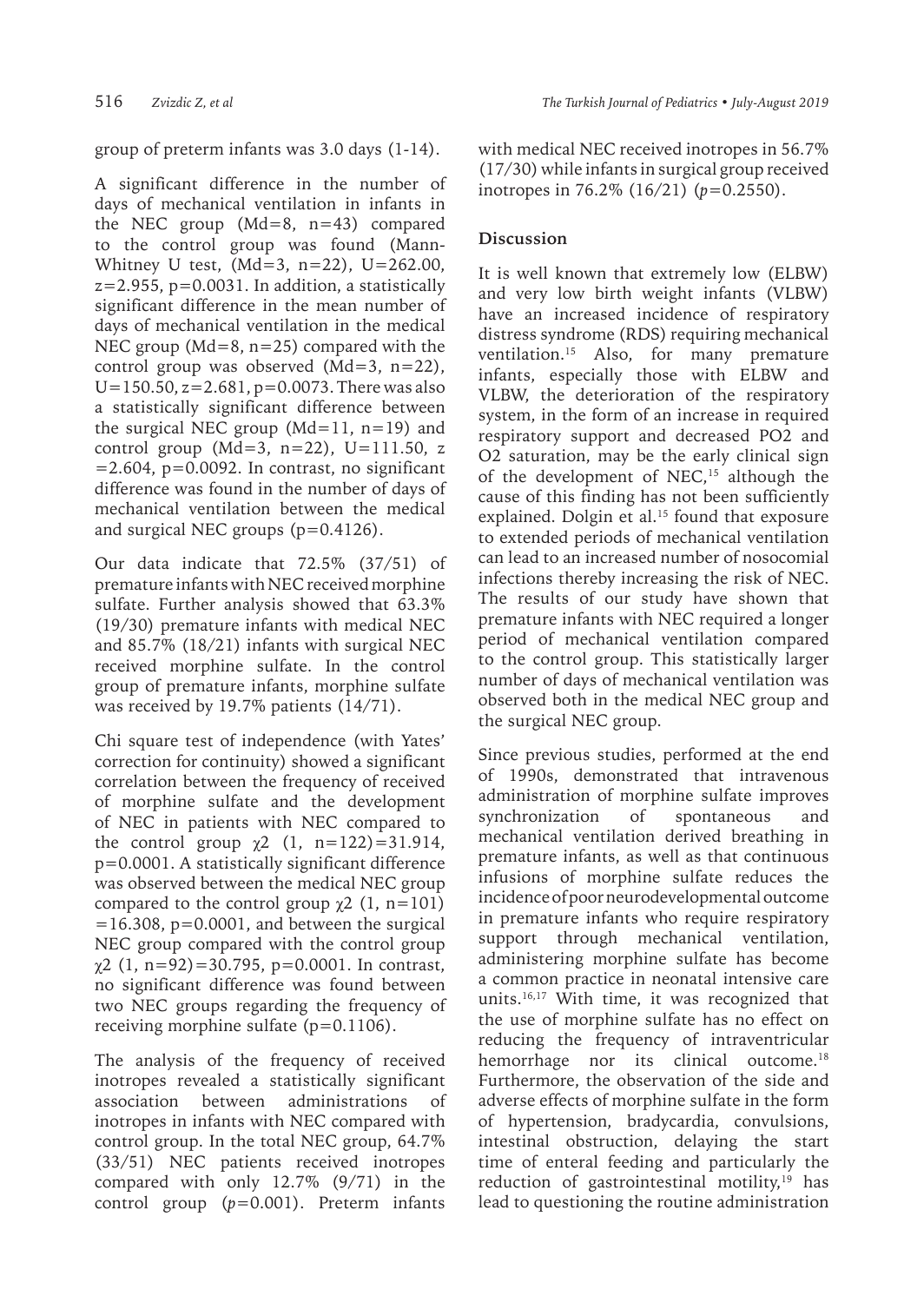group of preterm infants was 3.0 days (1-14).

A significant difference in the number of days of mechanical ventilation in infants in the NEC group (Md=8, n=43) compared to the control group was found (Mann-Whitney U test, (Md=3, n=22), U=262.00, z=2.955, p=0.0031. In addition, a statistically significant difference in the mean number of days of mechanical ventilation in the medical NEC group (Md=8, n=25) compared with the control group was observed (Md=3, n=22), U=150.50, z=2.681, p=0.0073. There was also a statistically significant difference between the surgical NEC group (Md=11, n=19) and control group (Md=3, n=22), U=111.50, z =2.604, p=0.0092. In contrast, no significant difference was found in the number of days of mechanical ventilation between the medical and surgical NEC groups (p=0.4126).

Our data indicate that 72.5% (37/51) of premature infants with NEC received morphine sulfate. Further analysis showed that 63.3% (19/30) premature infants with medical NEC and 85.7% (18/21) infants with surgical NEC received morphine sulfate. In the control group of premature infants, morphine sulfate was received by 19.7% patients (14/71).

Chi square test of independence (with Yates' correction for continuity) showed a significant correlation between the frequency of received of morphine sulfate and the development of NEC in patients with NEC compared to the control group $\chi^2$ (1, n=122)=31.914, p=0.0001. A statistically significant difference was observed between the medical NEC group compared to the control group $\chi^2$ (1, n=101) =16.308, p=0.0001, and between the surgical NEC group compared with the control group $\chi^2$ (1, n=92)=30.795, p=0.0001. In contrast, no significant difference was found between two NEC groups regarding the frequency of receiving morphine sulfate (p=0.1106).

The analysis of the frequency of received inotropes revealed a statistically significant association between administrations of inotropes in infants with NEC compared with control group. In the total NEC group, 64.7% (33/51) NEC patients received inotropes compared with only 12.7% (9/71) in the control group (*p*=0.001). Preterm infants with medical NEC received inotropes in 56.7% (17/30) while infants in surgical group received inotropes in 76.2% (16/21) (*p*=0.2550).

## Discussion

It is well known that extremely low (ELBW) and very low birth weight infants (VLBW) have an increased incidence of respiratory distress syndrome (RDS) requiring mechanical ventilation.[15] Also, for many premature infants, especially those with ELBW and VLBW, the deterioration of the respiratory system, in the form of an increase in required respiratory support and decreased PO2 and O2 saturation, may be the early clinical sign of the development of NEC,[15] although the cause of this finding has not been sufficiently explained. Dolgin et al.[15] found that exposure to extended periods of mechanical ventilation can lead to an increased number of nosocomial infections thereby increasing the risk of NEC. The results of our study have shown that premature infants with NEC required a longer period of mechanical ventilation compared to the control group. This statistically larger number of days of mechanical ventilation was observed both in the medical NEC group and the surgical NEC group.

Since previous studies, performed at the end of 1990s, demonstrated that intravenous administration of morphine sulfate improves synchronization of spontaneous and mechanical ventilation derived breathing in premature infants, as well as that continuous infusions of morphine sulfate reduces the incidence of poor neurodevelopmental outcome in premature infants who require respiratory support through mechanical ventilation, administering morphine sulfate has become a common practice in neonatal intensive care units.[16,17] With time, it was recognized that the use of morphine sulfate has no effect on reducing the frequency of intraventricular hemorrhage nor its clinical outcome.[18] Furthermore, the observation of the side and adverse effects of morphine sulfate in the form of hypertension, bradycardia, convulsions, intestinal obstruction, delaying the start time of enteral feeding and particularly the reduction of gastrointestinal motility,[19] has lead to questioning the routine administration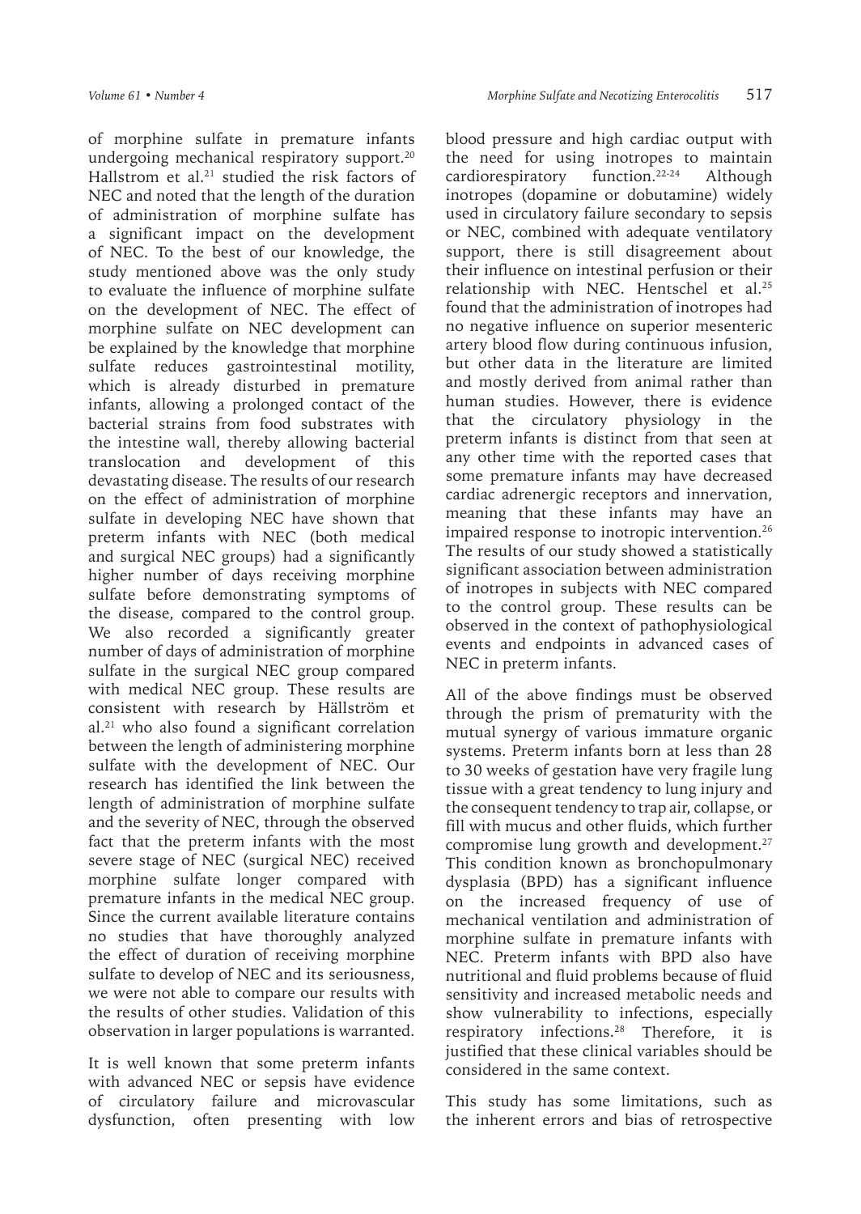of morphine sulfate in premature infants undergoing mechanical respiratory support.[20] Hallstrom et al.[21] studied the risk factors of NEC and noted that the length of the duration of administration of morphine sulfate has a significant impact on the development of NEC. To the best of our knowledge, the study mentioned above was the only study to evaluate the influence of morphine sulfate on the development of NEC. The effect of morphine sulfate on NEC development can be explained by the knowledge that morphine sulfate reduces gastrointestinal motility, which is already disturbed in premature infants, allowing a prolonged contact of the bacterial strains from food substrates with the intestine wall, thereby allowing bacterial translocation and development of this devastating disease. The results of our research on the effect of administration of morphine sulfate in developing NEC have shown that preterm infants with NEC (both medical and surgical NEC groups) had a significantly higher number of days receiving morphine sulfate before demonstrating symptoms of the disease, compared to the control group. We also recorded a significantly greater number of days of administration of morphine sulfate in the surgical NEC group compared with medical NEC group. These results are consistent with research by Hällström et al.[21] who also found a significant correlation between the length of administering morphine sulfate with the development of NEC. Our research has identified the link between the length of administration of morphine sulfate and the severity of NEC, through the observed fact that the preterm infants with the most severe stage of NEC (surgical NEC) received morphine sulfate longer compared with premature infants in the medical NEC group. Since the current available literature contains no studies that have thoroughly analyzed the effect of duration of receiving morphine sulfate to develop of NEC and its seriousness, we were not able to compare our results with the results of other studies. Validation of this observation in larger populations is warranted.

It is well known that some preterm infants with advanced NEC or sepsis have evidence of circulatory failure and microvascular dysfunction, often presenting with low blood pressure and high cardiac output with the need for using inotropes to maintain cardiorespiratory function.[22-24] Although inotropes (dopamine or dobutamine) widely used in circulatory failure secondary to sepsis or NEC, combined with adequate ventilatory support, there is still disagreement about their influence on intestinal perfusion or their relationship with NEC. Hentschel et al.[25] found that the administration of inotropes had no negative influence on superior mesenteric artery blood flow during continuous infusion, but other data in the literature are limited and mostly derived from animal rather than human studies. However, there is evidence that the circulatory physiology in the preterm infants is distinct from that seen at any other time with the reported cases that some premature infants may have decreased cardiac adrenergic receptors and innervation, meaning that these infants may have an impaired response to inotropic intervention.[26] The results of our study showed a statistically significant association between administration of inotropes in subjects with NEC compared to the control group. These results can be observed in the context of pathophysiological events and endpoints in advanced cases of NEC in preterm infants.

All of the above findings must be observed through the prism of prematurity with the mutual synergy of various immature organic systems. Preterm infants born at less than 28 to 30 weeks of gestation have very fragile lung tissue with a great tendency to lung injury and the consequent tendency to trap air, collapse, or fill with mucus and other fluids, which further compromise lung growth and development.[27] This condition known as bronchopulmonary dysplasia (BPD) has a significant influence on the increased frequency of use of mechanical ventilation and administration of morphine sulfate in premature infants with NEC. Preterm infants with BPD also have nutritional and fluid problems because of fluid sensitivity and increased metabolic needs and show vulnerability to infections, especially respiratory infections.[28] Therefore, it is justified that these clinical variables should be considered in the same context.

This study has some limitations, such as the inherent errors and bias of retrospective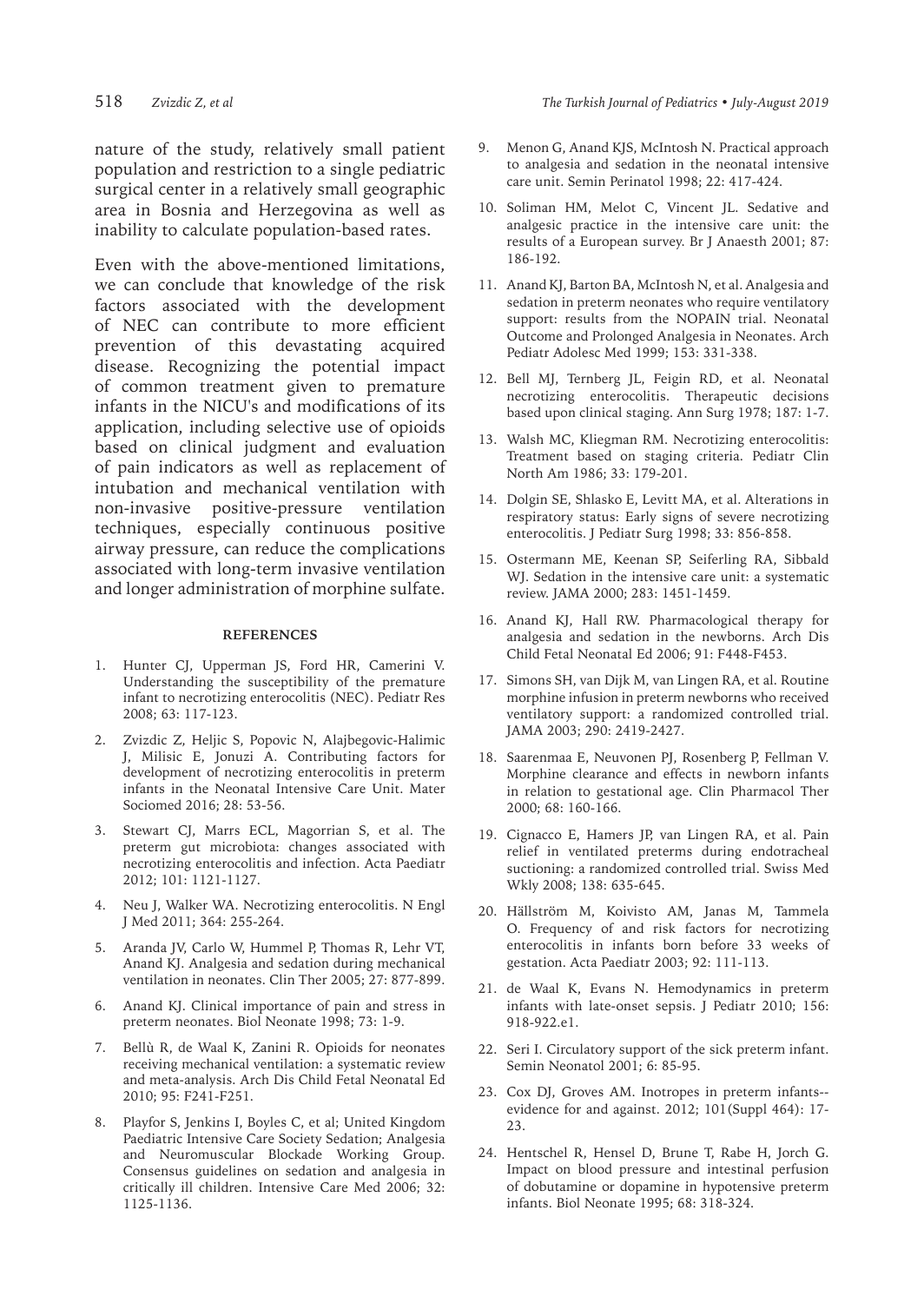nature of the study, relatively small patient population and restriction to a single pediatric surgical center in a relatively small geographic area in Bosnia and Herzegovina as well as inability to calculate population-based rates.

Even with the above-mentioned limitations, we can conclude that knowledge of the risk factors associated with the development of NEC can contribute to more efficient prevention of this devastating acquired disease. Recognizing the potential impact of common treatment given to premature infants in the NICU's and modifications of its application, including selective use of opioids based on clinical judgment and evaluation of pain indicators as well as replacement of intubation and mechanical ventilation with non-invasive positive-pressure ventilation techniques, especially continuous positive airway pressure, can reduce the complications associated with long-term invasive ventilation and longer administration of morphine sulfate.

## REFERENCES

1. Hunter CJ, Upperman JS, Ford HR, Camerini V. Understanding the susceptibility of the premature infant to necrotizing enterocolitis (NEC). Pediatr Res 2008; 63: 117-123.
2. Zvizdic Z, Heljic S, Popovic N, Alajbegovic-Halimic J, Milisic E, Jonuzi A. Contributing factors for development of necrotizing enterocolitis in preterm infants in the Neonatal Intensive Care Unit. Mater Sociomed 2016; 28: 53-56.
3. Stewart CJ, Marrs ECL, Magorrian S, et al. The preterm gut microbiota: changes associated with necrotizing enterocolitis and infection. Acta Paediatr 2012; 101: 1121-1127.
4. Neu J, Walker WA. Necrotizing enterocolitis. N Engl J Med 2011; 364: 255-264.
5. Aranda JV, Carlo W, Hummel P, Thomas R, Lehr VT, Anand KJ. Analgesia and sedation during mechanical ventilation in neonates. Clin Ther 2005; 27: 877-899.
6. Anand KJ. Clinical importance of pain and stress in preterm neonates. Biol Neonate 1998; 73: 1-9.
7. Bellù R, de Waal K, Zanini R. Opioids for neonates receiving mechanical ventilation: a systematic review and meta-analysis. Arch Dis Child Fetal Neonatal Ed 2010; 95: F241-F251.
8. Playfor S, Jenkins I, Boyles C, et al; United Kingdom Paediatric Intensive Care Society Sedation; Analgesia and Neuromuscular Blockade Working Group. Consensus guidelines on sedation and analgesia in critically ill children. Intensive Care Med 2006; 32: 1125-1136.
9. Menon G, Anand KJS, McIntosh N. Practical approach to analgesia and sedation in the neonatal intensive care unit. Semin Perinatol 1998; 22: 417-424.
10. Soliman HM, Melot C, Vincent JL. Sedative and analgesic practice in the intensive care unit: the results of a European survey. Br J Anaesth 2001; 87: 186-192.
11. Anand KJ, Barton BA, McIntosh N, et al. Analgesia and sedation in preterm neonates who require ventilatory support: results from the NOPAIN trial. Neonatal Outcome and Prolonged Analgesia in Neonates. Arch Pediatr Adolesc Med 1999; 153: 331-338.
12. Bell MJ, Ternberg JL, Feigin RD, et al. Neonatal necrotizing enterocolitis. Therapeutic decisions based upon clinical staging. Ann Surg 1978; 187: 1-7.
13. Walsh MC, Kliegman RM. Necrotizing enterocolitis: Treatment based on staging criteria. Pediatr Clin North Am 1986; 33: 179-201.
14. Dolgin SE, Shlasko E, Levitt MA, et al. Alterations in respiratory status: Early signs of severe necrotizing enterocolitis. J Pediatr Surg 1998; 33: 856-858.
15. Ostermann ME, Keenan SP, Seiferling RA, Sibbald WJ. Sedation in the intensive care unit: a systematic review. JAMA 2000; 283: 1451-1459.
16. Anand KJ, Hall RW. Pharmacological therapy for analgesia and sedation in the newborns. Arch Dis Child Fetal Neonatal Ed 2006; 91: F448-F453.
17. Simons SH, van Dijk M, van Lingen RA, et al. Routine morphine infusion in preterm newborns who received ventilatory support: a randomized controlled trial. JAMA 2003; 290: 2419-2427.
18. Saarenmaa E, Neuvonen PJ, Rosenberg P, Fellman V. Morphine clearance and effects in newborn infants in relation to gestational age. Clin Pharmacol Ther 2000; 68: 160-166.
19. Cignacco E, Hamers JP, van Lingen RA, et al. Pain relief in ventilated preterms during endotracheal suctioning: a randomized controlled trial. Swiss Med Wkly 2008; 138: 635-645.
20. Hällström M, Koivisto AM, Janas M, Tammela O. Frequency of and risk factors for necrotizing enterocolitis in infants born before 33 weeks of gestation. Acta Paediatr 2003; 92: 111-113.
21. de Waal K, Evans N. Hemodynamics in preterm infants with late-onset sepsis. J Pediatr 2010; 156: 918-922.e1.
22. Seri I. Circulatory support of the sick preterm infant. Semin Neonatol 2001; 6: 85-95.
23. Cox DJ, Groves AM. Inotropes in preterm infants--evidence for and against. 2012; 101(Suppl 464): 17-23.
24. Hentschel R, Hensel D, Brune T, Rabe H, Jorch G. Impact on blood pressure and intestinal perfusion of dobutamine or dopamine in hypotensive preterm infants. Biol Neonate 1995; 68: 318-324.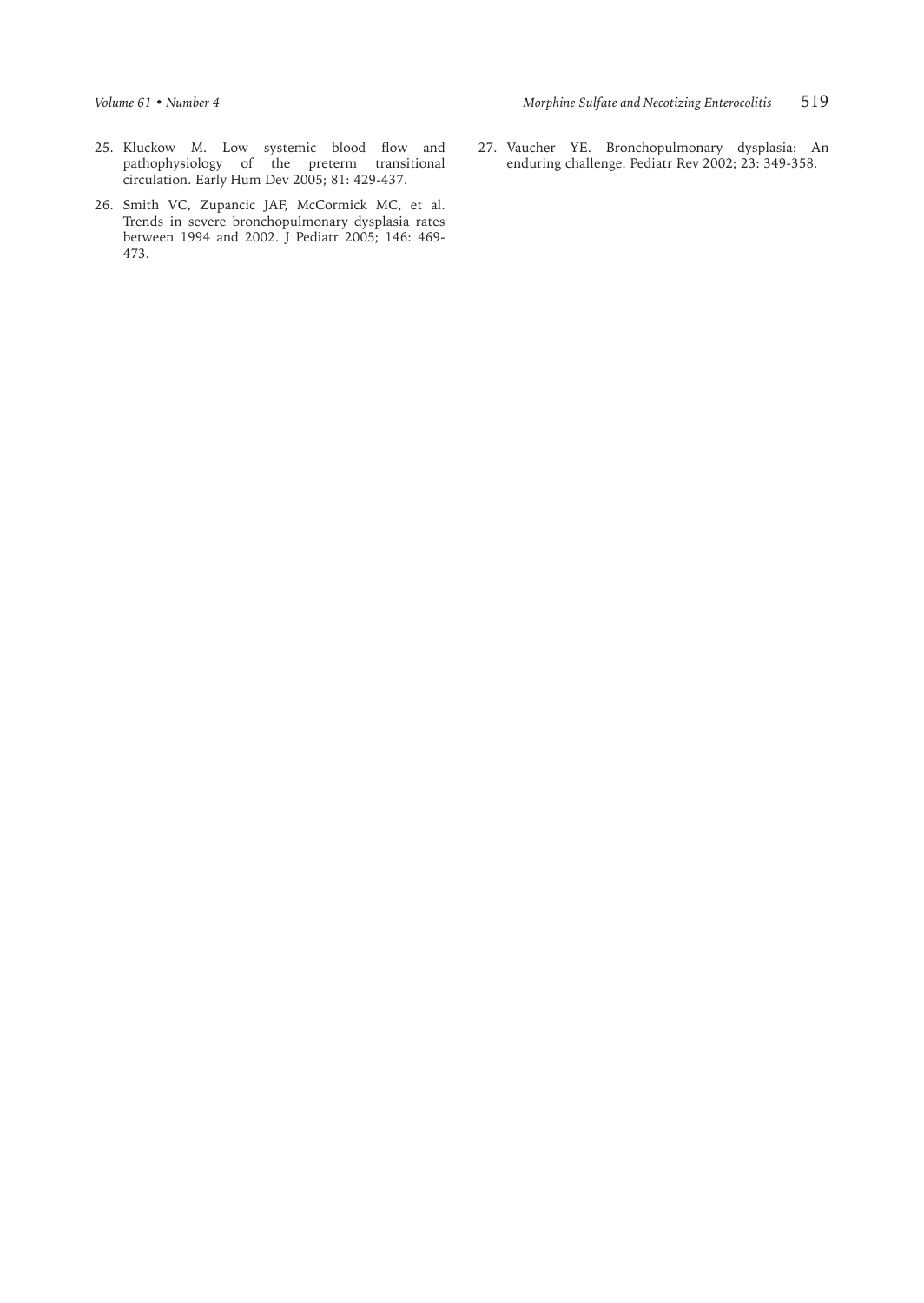25. Kluckow M. Low systemic blood flow and pathophysiology of the preterm transitional circulation. Early Hum Dev 2005; 81: 429-437.

26. Smith VC, Zupancic JAF, McCormick MC, et al. Trends in severe bronchopulmonary dysplasia rates between 1994 and 2002. J Pediatr 2005; 146: 469-473.

27. Vaucher YE. Bronchopulmonary dysplasia: An enduring challenge. Pediatr Rev 2002; 23: 349-358.